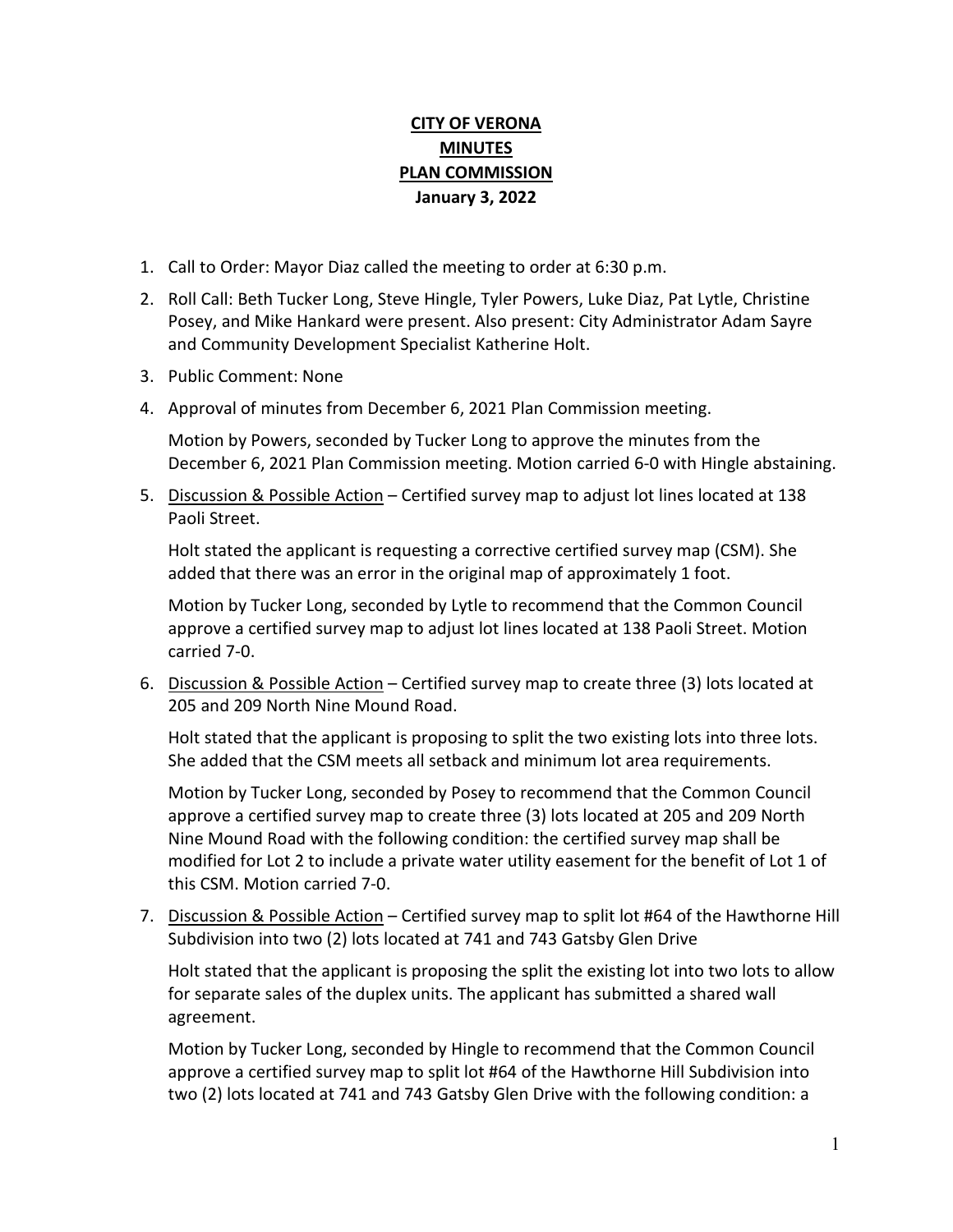**CITY OF VERONA**
**MINUTES**
**PLAN COMMISSION**
**January 3, 2022**

1. Call to Order: Mayor Diaz called the meeting to order at 6:30 p.m.

2. Roll Call: Beth Tucker Long, Steve Hingle, Tyler Powers, Luke Diaz, Pat Lytle, Christine Posey, and Mike Hankard were present. Also present: City Administrator Adam Sayre and Community Development Specialist Katherine Holt.

3. Public Comment: None

4. Approval of minutes from December 6, 2021 Plan Commission meeting.

   Motion by Powers, seconded by Tucker Long to approve the minutes from the December 6, 2021 Plan Commission meeting. Motion carried 6-0 with Hingle abstaining.

5. Discussion & Possible Action – Certified survey map to adjust lot lines located at 138 Paoli Street.

   Holt stated the applicant is requesting a corrective certified survey map (CSM). She added that there was an error in the original map of approximately 1 foot.

   Motion by Tucker Long, seconded by Lytle to recommend that the Common Council approve a certified survey map to adjust lot lines located at 138 Paoli Street. Motion carried 7-0.

6. Discussion & Possible Action – Certified survey map to create three (3) lots located at 205 and 209 North Nine Mound Road.

   Holt stated that the applicant is proposing to split the two existing lots into three lots. She added that the CSM meets all setback and minimum lot area requirements.

   Motion by Tucker Long, seconded by Posey to recommend that the Common Council approve a certified survey map to create three (3) lots located at 205 and 209 North Nine Mound Road with the following condition: the certified survey map shall be modified for Lot 2 to include a private water utility easement for the benefit of Lot 1 of this CSM. Motion carried 7-0.

7. Discussion & Possible Action – Certified survey map to split lot #64 of the Hawthorne Hill Subdivision into two (2) lots located at 741 and 743 Gatsby Glen Drive

   Holt stated that the applicant is proposing the split the existing lot into two lots to allow for separate sales of the duplex units. The applicant has submitted a shared wall agreement.

   Motion by Tucker Long, seconded by Hingle to recommend that the Common Council approve a certified survey map to split lot #64 of the Hawthorne Hill Subdivision into two (2) lots located at 741 and 743 Gatsby Glen Drive with the following condition: a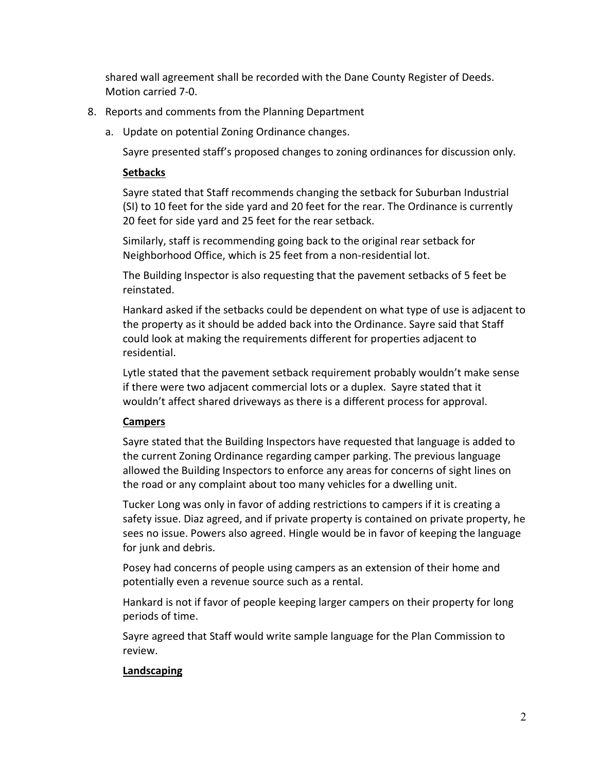shared wall agreement shall be recorded with the Dane County Register of Deeds. Motion carried 7-0.

8. Reports and comments from the Planning Department
   a. Update on potential Zoning Ordinance changes.

      Sayre presented staff's proposed changes to zoning ordinances for discussion only.

      **Setbacks**

      Sayre stated that Staff recommends changing the setback for Suburban Industrial (SI) to 10 feet for the side yard and 20 feet for the rear. The Ordinance is currently 20 feet for side yard and 25 feet for the rear setback.

      Similarly, staff is recommending going back to the original rear setback for Neighborhood Office, which is 25 feet from a non-residential lot.

      The Building Inspector is also requesting that the pavement setbacks of 5 feet be reinstated.

      Hankard asked if the setbacks could be dependent on what type of use is adjacent to the property as it should be added back into the Ordinance. Sayre said that Staff could look at making the requirements different for properties adjacent to residential.

      Lytle stated that the pavement setback requirement probably wouldn't make sense if there were two adjacent commercial lots or a duplex. Sayre stated that it wouldn't affect shared driveways as there is a different process for approval.

      **Campers**

      Sayre stated that the Building Inspectors have requested that language is added to the current Zoning Ordinance regarding camper parking. The previous language allowed the Building Inspectors to enforce any areas for concerns of sight lines on the road or any complaint about too many vehicles for a dwelling unit.

      Tucker Long was only in favor of adding restrictions to campers if it is creating a safety issue. Diaz agreed, and if private property is contained on private property, he sees no issue. Powers also agreed. Hingle would be in favor of keeping the language for junk and debris.

      Posey had concerns of people using campers as an extension of their home and potentially even a revenue source such as a rental.

      Hankard is not if favor of people keeping larger campers on their property for long periods of time.

      Sayre agreed that Staff would write sample language for the Plan Commission to review.

      **Landscaping**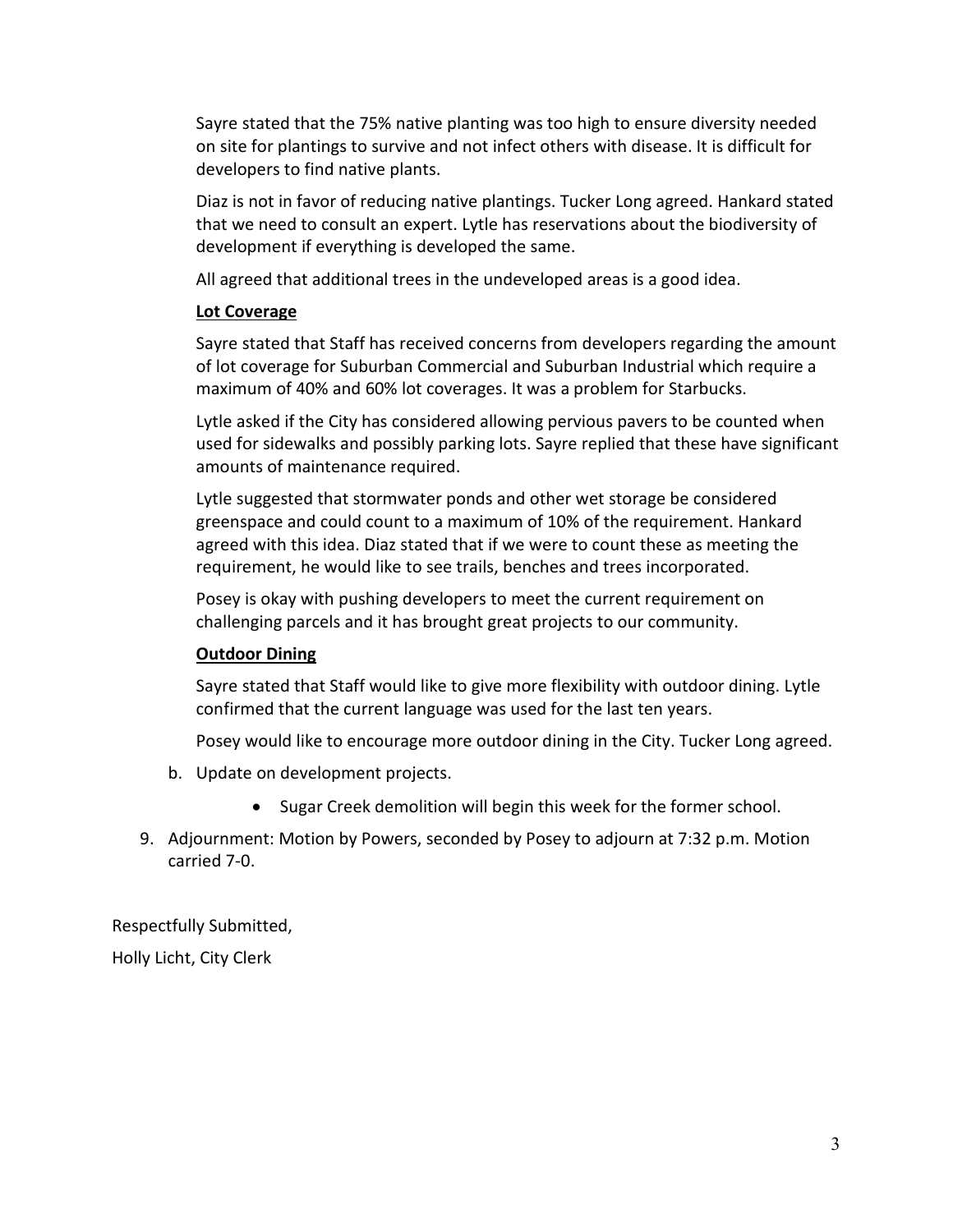Sayre stated that the 75% native planting was too high to ensure diversity needed on site for plantings to survive and not infect others with disease. It is difficult for developers to find native plants.

Diaz is not in favor of reducing native plantings. Tucker Long agreed. Hankard stated that we need to consult an expert. Lytle has reservations about the biodiversity of development if everything is developed the same.

All agreed that additional trees in the undeveloped areas is a good idea.

**Lot Coverage**

Sayre stated that Staff has received concerns from developers regarding the amount of lot coverage for Suburban Commercial and Suburban Industrial which require a maximum of 40% and 60% lot coverages. It was a problem for Starbucks.

Lytle asked if the City has considered allowing pervious pavers to be counted when used for sidewalks and possibly parking lots. Sayre replied that these have significant amounts of maintenance required.

Lytle suggested that stormwater ponds and other wet storage be considered greenspace and could count to a maximum of 10% of the requirement. Hankard agreed with this idea. Diaz stated that if we were to count these as meeting the requirement, he would like to see trails, benches and trees incorporated.

Posey is okay with pushing developers to meet the current requirement on challenging parcels and it has brought great projects to our community.

**Outdoor Dining**

Sayre stated that Staff would like to give more flexibility with outdoor dining. Lytle confirmed that the current language was used for the last ten years.

Posey would like to encourage more outdoor dining in the City. Tucker Long agreed.

b. Update on development projects.
   - Sugar Creek demolition will begin this week for the former school.

9. Adjournment: Motion by Powers, seconded by Posey to adjourn at 7:32 p.m. Motion carried 7-0.

Respectfully Submitted,

Holly Licht, City Clerk